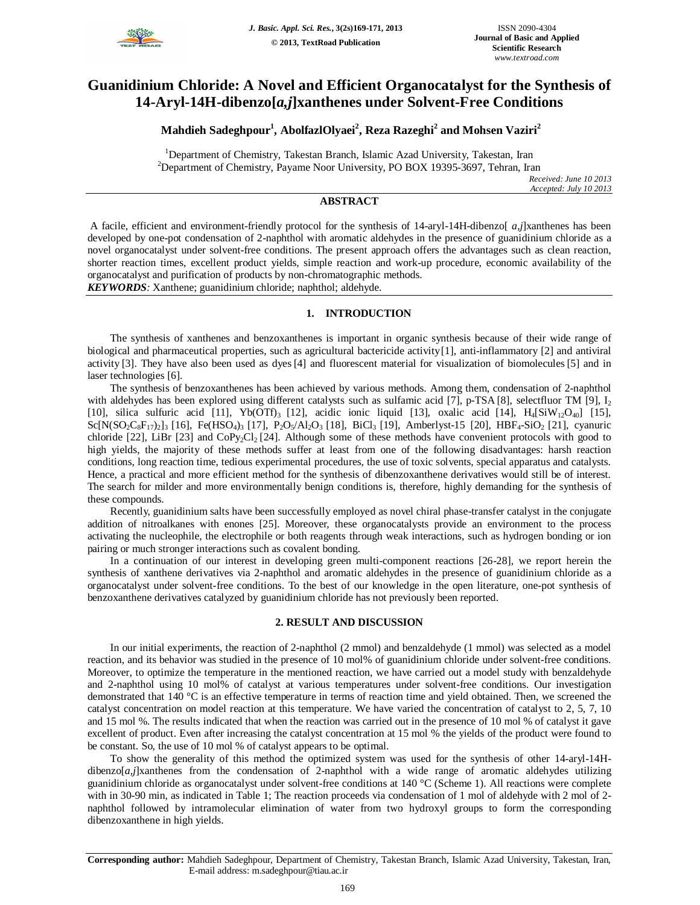# Guanidinium Chloride: A Novel and Efficient Organocatalyst for the Synthesis of 14-Aryl-14H-dibenzo[*a,j*]xanthenes under Solvent-Free Conditions

**Mahdieh Sadeghpour[1], AbolfazlOlyaei[2], Reza Razeghi[2] and Mohsen Vaziri[2]**

[1]Department of Chemistry, Takestan Branch, Islamic Azad University, Takestan, Iran
[2]Department of Chemistry, Payame Noor University, PO BOX 19395-3697, Tehran, Iran

*Received: June 10 2013*
*Accepted: July 10 2013*

## ABSTRACT

A facile, efficient and environment-friendly protocol for the synthesis of 14-aryl-14H-dibenzo[ *a,j*]xanthenes has been developed by one-pot condensation of 2-naphthol with aromatic aldehydes in the presence of guanidinium chloride as a novel organocatalyst under solvent-free conditions. The present approach offers the advantages such as clean reaction, shorter reaction times, excellent product yields, simple reaction and work-up procedure, economic availability of the organocatalyst and purification of products by non-chromatographic methods.

***KEYWORDS:*** Xanthene; guanidinium chloride; naphthol; aldehyde.

## 1. INTRODUCTION

The synthesis of xanthenes and benzoxanthenes is important in organic synthesis because of their wide range of biological and pharmaceutical properties, such as agricultural bactericide activity [1], anti-inflammatory [2] and antiviral activity [3]. They have also been used as dyes [4] and fluorescent material for visualization of biomolecules [5] and in laser technologies [6].

The synthesis of benzoxanthenes has been achieved by various methods. Among them, condensation of 2-naphthol with aldehydes has been explored using different catalysts such as sulfamic acid [7], p-TSA [8], selectfluor TM [9], $I_2$ [10], silica sulfuric acid [11], $Yb(OTf)_3$ [12], acidic ionic liquid [13], oxalic acid [14], $H_4[SiW_{12}O_{40}]$ [15], $Sc[N(SO_2C_8F_{17})_2]_3$ [16], $Fe(HSO_4)_3$ [17], $P_2O_5/Al_2O_3$ [18], $BiCl_3$ [19], Amberlyst-15 [20], $HBF_4$-$SiO_2$ [21], cyanuric chloride [22], LiBr [23] and $CoPy_2Cl_2$ [24]. Although some of these methods have convenient protocols with good to high yields, the majority of these methods suffer at least from one of the following disadvantages: harsh reaction conditions, long reaction time, tedious experimental procedures, the use of toxic solvents, special apparatus and catalysts. Hence, a practical and more efficient method for the synthesis of dibenzoxanthene derivatives would still be of interest. The search for milder and more environmentally benign conditions is, therefore, highly demanding for the synthesis of these compounds.

Recently, guanidinium salts have been successfully employed as novel chiral phase-transfer catalyst in the conjugate addition of nitroalkanes with enones [25]. Moreover, these organocatalysts provide an environment to the process activating the nucleophile, the electrophile or both reagents through weak interactions, such as hydrogen bonding or ion pairing or much stronger interactions such as covalent bonding.

In a continuation of our interest in developing green multi-component reactions [26-28], we report herein the synthesis of xanthene derivatives via 2-naphthol and aromatic aldehydes in the presence of guanidinium chloride as a organocatalyst under solvent-free conditions. To the best of our knowledge in the open literature, one-pot synthesis of benzoxanthene derivatives catalyzed by guanidinium chloride has not previously been reported.

## 2. RESULT AND DISCUSSION

In our initial experiments, the reaction of 2-naphthol (2 mmol) and benzaldehyde (1 mmol) was selected as a model reaction, and its behavior was studied in the presence of 10 mol% of guanidinium chloride under solvent-free conditions. Moreover, to optimize the temperature in the mentioned reaction, we have carried out a model study with benzaldehyde and 2-naphthol using 10 mol% of catalyst at various temperatures under solvent-free conditions. Our investigation demonstrated that 140 °C is an effective temperature in terms of reaction time and yield obtained. Then, we screened the catalyst concentration on model reaction at this temperature. We have varied the concentration of catalyst to 2, 5, 7, 10 and 15 mol %. The results indicated that when the reaction was carried out in the presence of 10 mol % of catalyst it gave excellent of product. Even after increasing the catalyst concentration at 15 mol % the yields of the product were found to be constant. So, the use of 10 mol % of catalyst appears to be optimal.

To show the generality of this method the optimized system was used for the synthesis of other 14-aryl-14H-dibenzo[*a,j*]xanthenes from the condensation of 2-naphthol with a wide range of aromatic aldehydes utilizing guanidinium chloride as organocatalyst under solvent-free conditions at 140 °C (Scheme 1). All reactions were complete with in 30-90 min, as indicated in Table 1; The reaction proceeds via condensation of 1 mol of aldehyde with 2 mol of 2-naphthol followed by intramolecular elimination of water from two hydroxyl groups to form the corresponding dibenzoxanthene in high yields.

**Corresponding author:** Mahdieh Sadeghpour, Department of Chemistry, Takestan Branch, Islamic Azad University, Takestan, Iran, E-mail address: m.sadeghpour@tiau.ac.ir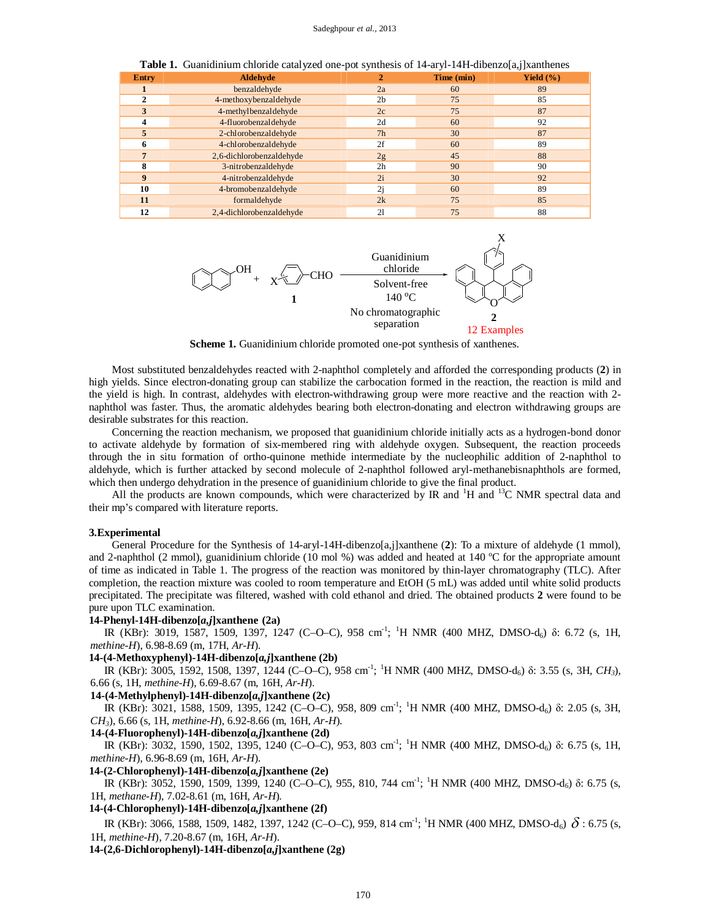**Table 1.** Guanidinium chloride catalyzed one-pot synthesis of 14-aryl-14H-dibenzo[a,j]xanthenes

| Entry | Aldehyde | 2 | Time (min) | Yield (%) |
|---|---|---|---|---|
| 1 | benzaldehyde | 2a | 60 | 89 |
| 2 | 4-methoxybenzaldehyde | 2b | 75 | 85 |
| 3 | 4-methylbenzaldehyde | 2c | 75 | 87 |
| 4 | 4-fluorobenzaldehyde | 2d | 60 | 92 |
| 5 | 2-chlorobenzaldehyde | 7h | 30 | 87 |
| 6 | 4-chlorobenzaldehyde | 2f | 60 | 89 |
| 7 | 2,6-dichlorobenzaldehyde | 2g | 45 | 88 |
| 8 | 3-nitrobenzaldehyde | 2h | 90 | 90 |
| 9 | 4-nitrobenzaldehyde | 2i | 30 | 92 |
| 10 | 4-bromobenzaldehyde | 2j | 60 | 89 |
| 11 | formaldehyde | 2k | 75 | 85 |
| 12 | 2,4-dichlorobenzaldehyde | 2l | 75 | 88 |

2-naphthol + X-C$_6$H$_4$-CHO (**1**) → (Guanidinium chloride, Solvent-free, 140 °C, No chromatographic separation) → **2** (12 Examples)

**Scheme 1.** Guanidinium chloride promoted one-pot synthesis of xanthenes.

Most substituted benzaldehydes reacted with 2-naphthol completely and afforded the corresponding products (**2**) in high yields. Since electron-donating group can stabilize the carbocation formed in the reaction, the reaction is mild and the yield is high. In contrast, aldehydes with electron-withdrawing group were more reactive and the reaction with 2-naphthol was faster. Thus, the aromatic aldehydes bearing both electron-donating and electron withdrawing groups are desirable substrates for this reaction.

Concerning the reaction mechanism, we proposed that guanidinium chloride initially acts as a hydrogen-bond donor to activate aldehyde by formation of six-membered ring with aldehyde oxygen. Subsequent, the reaction proceeds through the in situ formation of ortho-quinone methide intermediate by the nucleophilic addition of 2-naphthol to aldehyde, which is further attacked by second molecule of 2-naphthol followed aryl-methanebisnaphthols are formed, which then undergo dehydration in the presence of guanidinium chloride to give the final product.

All the products are known compounds, which were characterized by IR and $^{1}$H and $^{13}$C NMR spectral data and their mp's compared with literature reports.

## 3.Experimental

General Procedure for the Synthesis of 14-aryl-14H-dibenzo[a,j]xanthene (**2**): To a mixture of aldehyde (1 mmol), and 2-naphthol (2 mmol), guanidinium chloride (10 mol %) was added and heated at 140 °C for the appropriate amount of time as indicated in Table 1. The progress of the reaction was monitored by thin-layer chromatography (TLC). After completion, the reaction mixture was cooled to room temperature and EtOH (5 mL) was added until white solid products precipitated. The precipitate was filtered, washed with cold ethanol and dried. The obtained products **2** were found to be pure upon TLC examination.

**14-Phenyl-14H-dibenzo[*a,j*]xanthene (2a)**

IR (KBr): 3019, 1587, 1509, 1397, 1247 (C–O–C), 958 cm$^{-1}$; $^{1}$H NMR (400 MHZ, DMSO-d$_6$) δ: 6.72 (s, 1H, *methine-H*), 6.98-8.69 (m, 17H, *Ar-H*).

**14-(4-Methoxyphenyl)-14H-dibenzo[*a,j*]xanthene (2b)**

IR (KBr): 3005, 1592, 1508, 1397, 1244 (C–O–C), 958 cm$^{-1}$; $^{1}$H NMR (400 MHZ, DMSO-d$_6$) δ: 3.55 (s, 3H, *CH$_3$*), 6.66 (s, 1H, *methine-H*), 6.69-8.67 (m, 16H, *Ar-H*).

**14-(4-Methylphenyl)-14H-dibenzo[*a,j*]xanthene (2c)**

IR (KBr): 3021, 1588, 1509, 1395, 1242 (C–O–C), 958, 809 cm$^{-1}$; $^{1}$H NMR (400 MHZ, DMSO-d$_6$) δ: 2.05 (s, 3H, *CH$_3$*), 6.66 (s, 1H, *methine-H*), 6.92-8.66 (m, 16H, *Ar-H*).

**14-(4-Fluorophenyl)-14H-dibenzo[*a,j*]xanthene (2d)**

IR (KBr): 3032, 1590, 1502, 1395, 1240 (C–O–C), 953, 803 cm$^{-1}$; $^{1}$H NMR (400 MHZ, DMSO-d$_6$) δ: 6.75 (s, 1H, *methine-H*), 6.96-8.69 (m, 16H, *Ar-H*).

**14-(2-Chlorophenyl)-14H-dibenzo[*a,j*]xanthene (2e)**

IR (KBr): 3052, 1590, 1509, 1399, 1240 (C–O–C), 955, 810, 744 cm$^{-1}$; $^{1}$H NMR (400 MHZ, DMSO-d$_6$) δ: 6.75 (s, 1H, *methane-H*), 7.02-8.61 (m, 16H, *Ar-H*).

**14-(4-Chlorophenyl)-14H-dibenzo[*a,j*]xanthene (2f)**

IR (KBr): 3066, 1588, 1509, 1482, 1397, 1242 (C–O–C), 959, 814 cm$^{-1}$; $^{1}$H NMR (400 MHZ, DMSO-d$_6$) δ : 6.75 (s, 1H, *methine-H*), 7.20-8.67 (m, 16H, *Ar-H*).

**14-(2,6-Dichlorophenyl)-14H-dibenzo[*a,j*]xanthene (2g)**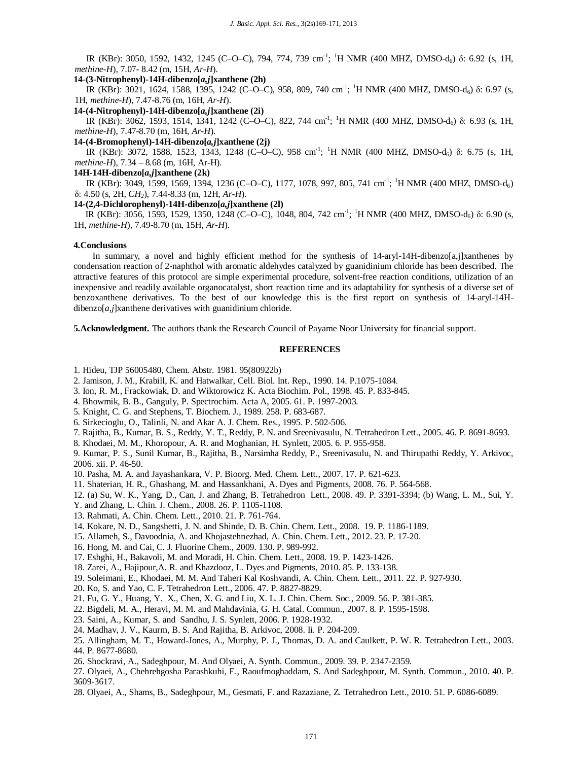IR (KBr): 3050, 1592, 1432, 1245 (C–O–C), 794, 774, 739 $cm^{-1}$; $^1H$ NMR (400 MHZ, DMSO-$d_6$) δ: 6.92 (s, 1H, *methine-H*), 7.07- 8.42 (m, 15H, *Ar-H*).

**14-(3-Nitrophenyl)-14H-dibenzo[*a,j*]xanthene (2h)**

IR (KBr): 3021, 1624, 1588, 1395, 1242 (C–O–C), 958, 809, 740 $cm^{-1}$; $^1H$ NMR (400 MHZ, DMSO-$d_6$) δ: 6.97 (s, 1H, *methine-H*), 7.47-8.76 (m, 16H, *Ar-H*).

**14-(4-Nitrophenyl)-14H-dibenzo[*a,j*]xanthene (2i)**

IR (KBr): 3062, 1593, 1514, 1341, 1242 (C–O–C), 822, 744 $cm^{-1}$; $^1H$ NMR (400 MHZ, DMSO-$d_6$) δ: 6.93 (s, 1H, *methine-H*), 7.47-8.70 (m, 16H, *Ar-H*).

**14-(4-Bromophenyl)-14H-dibenzo[*a,j*]xanthene (2j)**

IR (KBr): 3072, 1588, 1523, 1343, 1248 (C–O–C), 958 $cm^{-1}$; $^1H$ NMR (400 MHZ, DMSO-$d_6$) δ: 6.75 (s, 1H, *methine-H*), 7.34 – 8.68 (m, 16H, Ar-H).

**14H-14H-dibenzo[*a,j*]xanthene (2k)**

IR (KBr): 3049, 1599, 1569, 1394, 1236 (C–O–C), 1177, 1078, 997, 805, 741 $cm^{-1}$; $^1H$ NMR (400 MHZ, DMSO-$d_6$) δ: 4.50 (s, 2H, *$CH_2$*), 7.44-8.33 (m, 12H, *Ar-H*).

**14-(2,4-Dichlorophenyl)-14H-dibenzo[*a,j*]xanthene (2l)**

IR (KBr): 3056, 1593, 1529, 1350, 1248 (C–O–C), 1048, 804, 742 $cm^{-1}$; $^1H$ NMR (400 MHZ, DMSO-$d_6$) δ: 6.90 (s, 1H, *methine-H*), 7.49-8.70 (m, 15H, *Ar-H*).

## 4.Conclusions

In summary, a novel and highly efficient method for the synthesis of 14-aryl-14H-dibenzo[a,j]xanthenes by condensation reaction of 2-naphthol with aromatic aldehydes catalyzed by guanidinium chloride has been described. The attractive features of this protocol are simple experimental procedure, solvent-free reaction conditions, utilization of an inexpensive and readily available organocatalyst, short reaction time and its adaptability for synthesis of a diverse set of benzoxanthene derivatives. To the best of our knowledge this is the first report on synthesis of 14-aryl-14H-dibenzo[*a,j*]xanthene derivatives with guanidinium chloride.

**5.Acknowledgment.** The authors thank the Research Council of Payame Noor University for financial support.

## REFERENCES

1. Hideu, TJP 56005480, Chem. Abstr. 1981. 95(80922b)
2. Jamison, J. M., Krabill, K. and Hatwalkar, Cell. Biol. Int. Rep., 1990. 14. P.1075-1084.
3. Ion, R. M., Frackowiak, D. and Wiktorowicz K. Acta Biochim. Pol., 1998. 45. P. 833-845.
4. Bhowmik, B. B., Ganguly, P. Spectrochim. Acta A, 2005. 61. P. 1997-2003.
5. Knight, C. G. and Stephens, T. Biochem. J., 1989. 258. P. 683-687.
6. Sirkecioglu, O., Talinli, N. and Akar A. J. Chem. Res., 1995. P. 502-506.
7. Rajitha, B., Kumar, B. S., Reddy, Y. T., Reddy, P. N. and Sreenivasulu, N. Tetrahedron Lett., 2005. 46. P. 8691-8693.
8. Khodaei, M. M., Khoropour, A. R. and Moghanian, H. Synlett, 2005. 6. P. 955-958.
9. Kumar, P. S., Sunil Kumar, B., Rajitha, B., Narsimha Reddy, P., Sreenivasulu, N. and Thirupathi Reddy, Y. Arkivoc, 2006. xii. P. 46-50.
10. Pasha, M. A. and Jayashankara, V. P. Bioorg. Med. Chem. Lett., 2007. 17. P. 621-623.
11. Shaterian, H. R., Ghashang, M. and Hassankhani, A. Dyes and Pigments, 2008. 76. P. 564-568.
12. (a) Su, W. K., Yang, D., Can, J. and Zhang, B. Tetrahedron Lett., 2008. 49. P. 3391-3394; (b) Wang, L. M., Sui, Y. Y. and Zhang, L. Chin. J. Chem., 2008. 26. P. 1105-1108.
13. Rahmati, A. Chin. Chem. Lett., 2010. 21. P. 761-764.
14. Kokare, N. D., Sangshetti, J. N. and Shinde, D. B. Chin. Chem. Lett., 2008. 19. P. 1186-1189.
15. Allameh, S., Davoodnia, A. and Khojastehnezhad, A. Chin. Chem. Lett., 2012. 23. P. 17-20.
16. Hong, M. and Cai, C. J. Fluorine Chem., 2009. 130. P. 989-992.
17. Eshghi, H., Bakavoli, M. and Moradi, H. Chin. Chem. Lett., 2008. 19. P. 1423-1426.
18. Zarei, A., Hajipour,A. R. and Khazdooz, L. Dyes and Pigments, 2010. 85. P. 133-138.
19. Soleimani, E., Khodaei, M. M. And Taheri Kal Koshvandi, A. Chin. Chem. Lett., 2011. 22. P. 927-930.
20. Ko, S. and Yao, C. F. Tetrahedron Lett., 2006. 47. P. 8827-8829.
21. Fu, G. Y., Huang, Y. X., Chen, X. G. and Liu, X. L. J. Chin. Chem. Soc., 2009. 56. P. 381-385.
22. Bigdeli, M. A., Heravi, M. M. and Mahdavinia, G. H. Catal. Commun., 2007. 8. P. 1595-1598.
23. Saini, A., Kumar, S. and Sandhu, J. S. Synlett, 2006. P. 1928-1932.
24. Madhav, J. V., Kaurm, B. S. And Rajitha, B. Arkivoc, 2008. Ii. P. 204-209.
25. Allingham, M. T., Howard-Jones, A., Murphy, P. J., Thomas, D. A. and Caulkett, P. W. R. Tetrahedron Lett., 2003. 44. P. 8677-8680.
26. Shockravi, A., Sadeghpour, M. And Olyaei, A. Synth. Commun., 2009. 39. P. 2347-2359.
27. Olyaei, A., Chehrehgosha Parashkuhi, E., Raoufmoghaddam, S. And Sadeghpour, M. Synth. Commun., 2010. 40. P. 3609-3617.
28. Olyaei, A., Shams, B., Sadeghpour, M., Gesmati, F. and Razaziane, Z. Tetrahedron Lett., 2010. 51. P. 6086-6089.